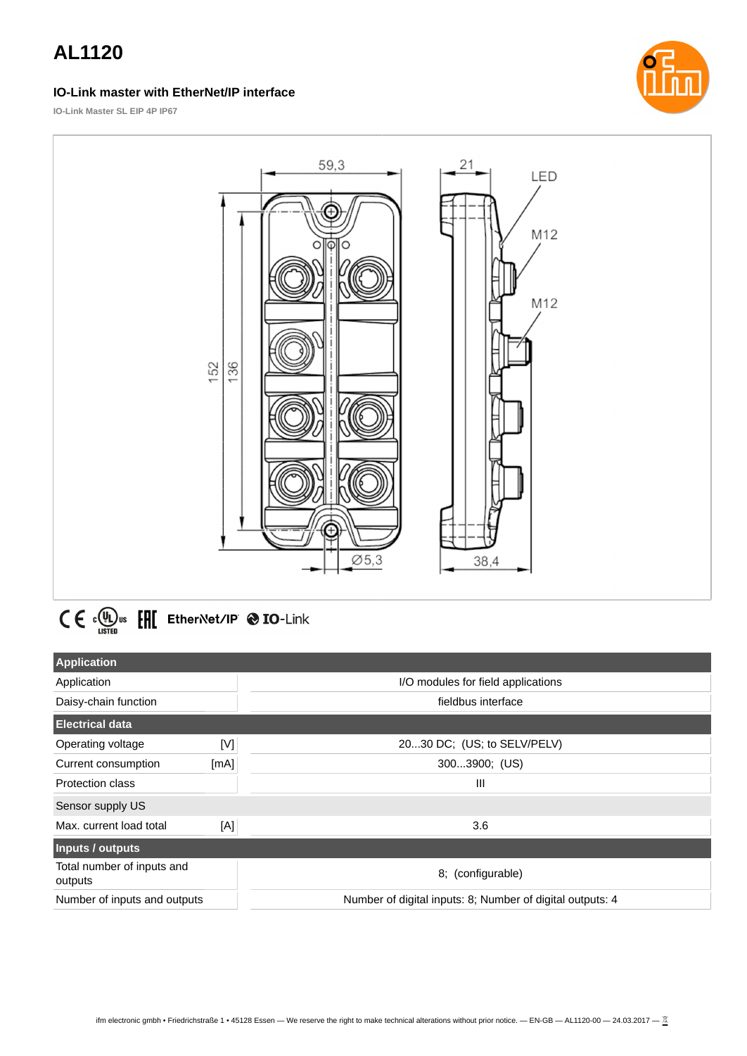# AL1120

### IO-Link master with EtherNet/IP interface

IO-Link Master SL EIP 4P IP67

| Application | | |
|---|---|---|
| Application | | I/O modules for field applications |
| Daisy-chain function | | fieldbus interface |
| **Electrical data** | | |
| Operating voltage | [V] | 20...30 DC; (US; to SELV/PELV) |
| Current consumption | [mA] | 300...3900; (US) |
| Protection class | | III |
| Sensor supply US | | |
| Max. current load total | [A] | 3.6 |
| **Inputs / outputs** | | |
| Total number of inputs and outputs | | 8; (configurable) |
| Number of inputs and outputs | | Number of digital inputs: 8; Number of digital outputs: 4 |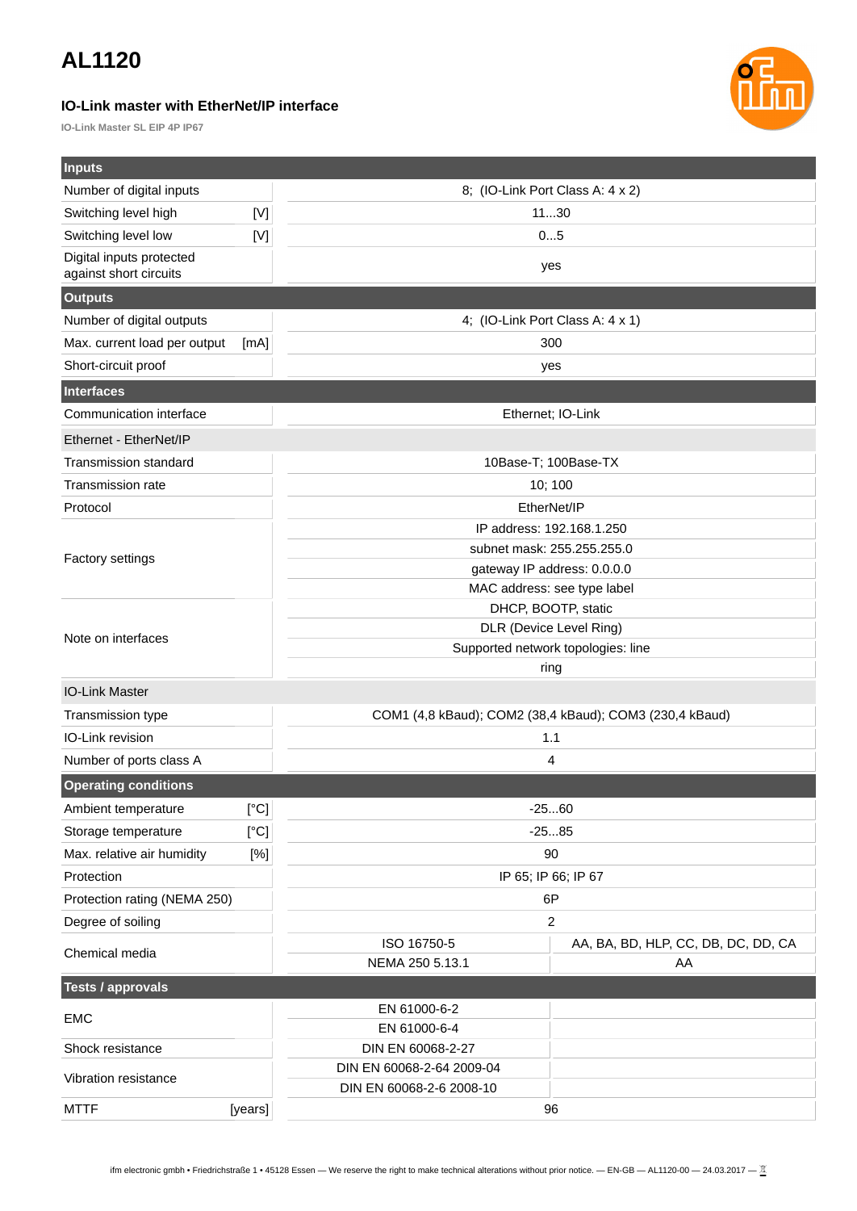# AL1120

### IO-Link master with EtherNet/IP interface

IO-Link Master SL EIP 4P IP67

| **Inputs** | | |
|---|---|---|
| Number of digital inputs | | 8; (IO-Link Port Class A: 4 x 2) |
| Switching level high | [V] | 11...30 |
| Switching level low | [V] | 0...5 |
| Digital inputs protected against short circuits | | yes |
| **Outputs** | | |
| Number of digital outputs | | 4; (IO-Link Port Class A: 4 x 1) |
| Max. current load per output | [mA] | 300 |
| Short-circuit proof | | yes |
| **Interfaces** | | |
| Communication interface | | Ethernet; IO-Link |
| Ethernet - EtherNet/IP | | |
| Transmission standard | | 10Base-T; 100Base-TX |
| Transmission rate | | 10; 100 |
| Protocol | | EtherNet/IP |
| Factory settings | | IP address: 192.168.1.250 |
| | | subnet mask: 255.255.255.0 |
| | | gateway IP address: 0.0.0.0 |
| | | MAC address: see type label |
| Note on interfaces | | DHCP, BOOTP, static |
| | | DLR (Device Level Ring) |
| | | Supported network topologies: line |
| | | ring |
| IO-Link Master | | |
| Transmission type | | COM1 (4,8 kBaud); COM2 (38,4 kBaud); COM3 (230,4 kBaud) |
| IO-Link revision | | 1.1 |
| Number of ports class A | | 4 |
| **Operating conditions** | | |
| Ambient temperature | [°C] | -25...60 |
| Storage temperature | [°C] | -25...85 |
| Max. relative air humidity | [%] | 90 |
| Protection | | IP 65; IP 66; IP 67 |
| Protection rating (NEMA 250) | | 6P |
| Degree of soiling | | 2 |

| | | |
|---|---|---|
| Chemical media | ISO 16750-5 | AA, BA, BD, HLP, CC, DB, DC, DD, CA |
| | NEMA 250 5.13.1 | AA |

| **Tests / approvals** | | |
|---|---|---|
| EMC | EN 61000-6-2 | |
| | EN 61000-6-4 | |
| Shock resistance | DIN EN 60068-2-27 | |
| Vibration resistance | DIN EN 60068-2-64 2009-04 | |
| | DIN EN 60068-2-6 2008-10 | |
| MTTF [years] | 96 | |

ifm electronic gmbh • Friedrichstraße 1 • 45128 Essen — We reserve the right to make technical alterations without prior notice. — EN-GB — AL1120-00 — 24.03.2017 —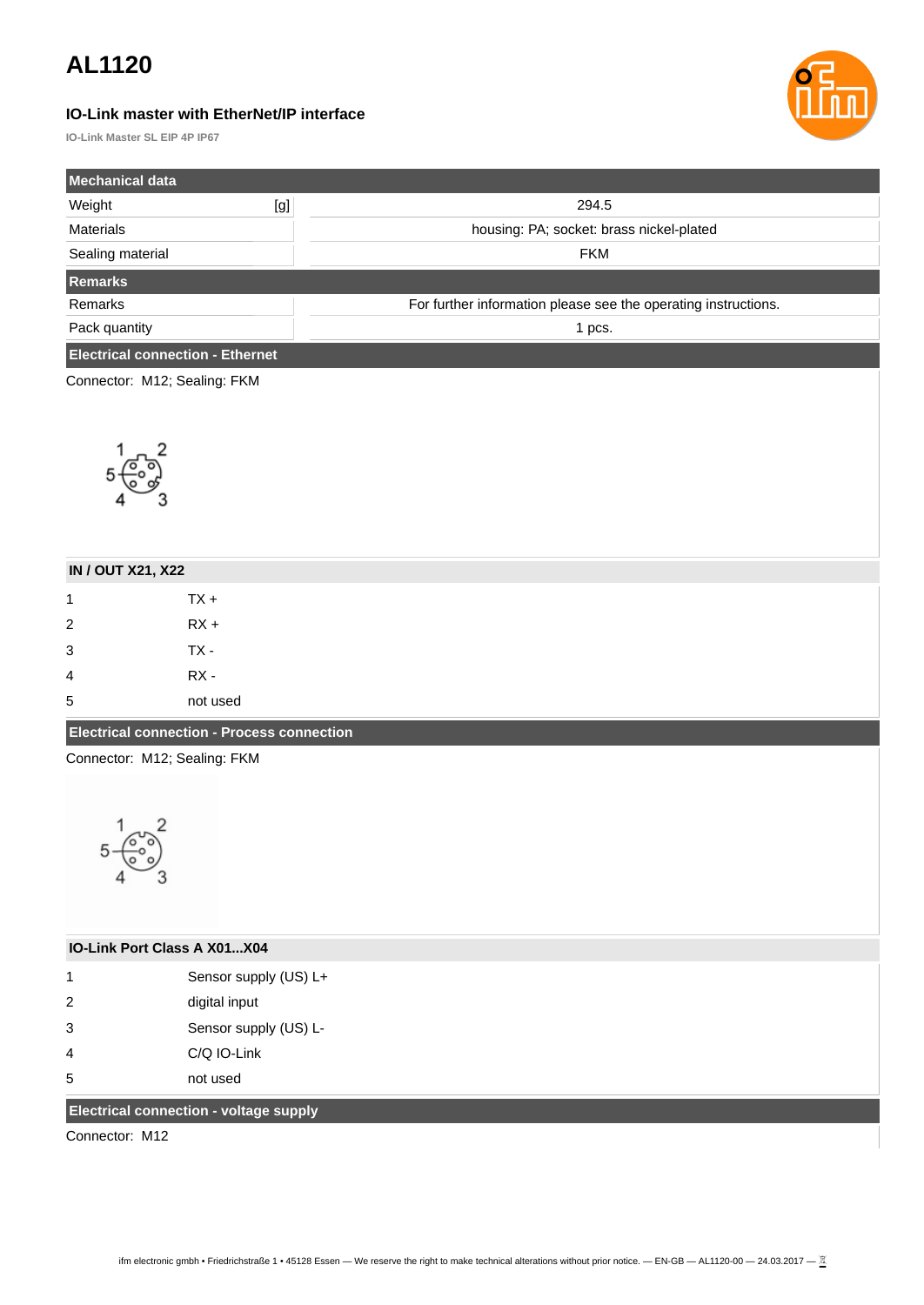# AL1120

### IO-Link master with EtherNet/IP interface

**IO-Link Master SL EIP 4P IP67**

| Mechanical data | | |
|---|---|---|
| Weight | [g] | 294.5 |
| Materials | | housing: PA; socket: brass nickel-plated |
| Sealing material | | FKM |

| Remarks | |
|---|---|
| Remarks | For further information please see the operating instructions. |
| Pack quantity | 1 pcs. |

## Electrical connection - Ethernet

Connector: M12; Sealing: FKM

**IN / OUT X21, X22**

| | |
|---|---|
| 1 | TX + |
| 2 | RX + |
| 3 | TX - |
| 4 | RX - |
| 5 | not used |

## Electrical connection - Process connection

Connector: M12; Sealing: FKM

**IO-Link Port Class A X01...X04**

| | |
|---|---|
| 1 | Sensor supply (US) L+ |
| 2 | digital input |
| 3 | Sensor supply (US) L- |
| 4 | C/Q IO-Link |
| 5 | not used |

## Electrical connection - voltage supply

Connector: M12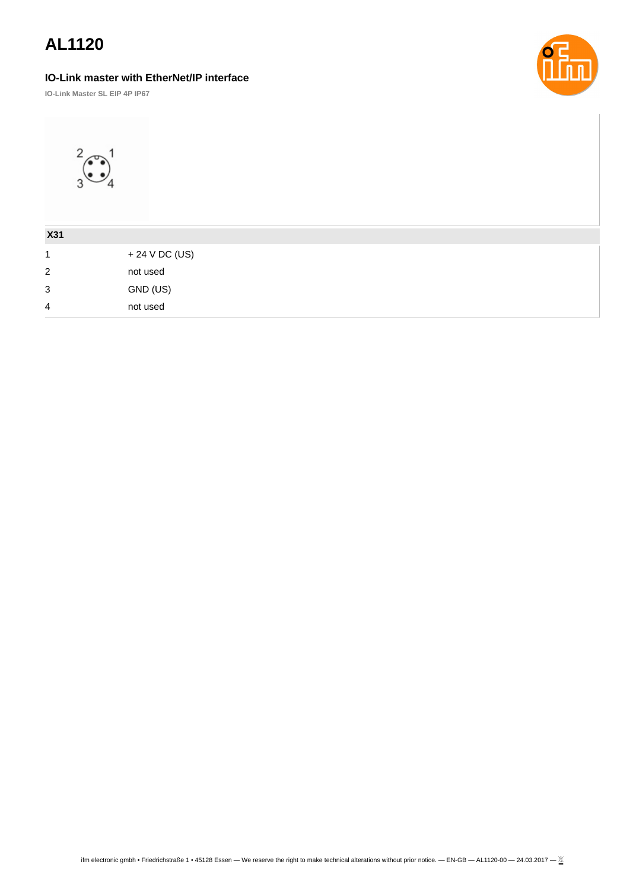# AL1120

### IO-Link master with EtherNet/IP interface

**IO-Link Master SL EIP 4P IP67**

2 1
3 4

| X31 | |
|---|---|
| 1 | + 24 V DC (US) |
| 2 | not used |
| 3 | GND (US) |
| 4 | not used |